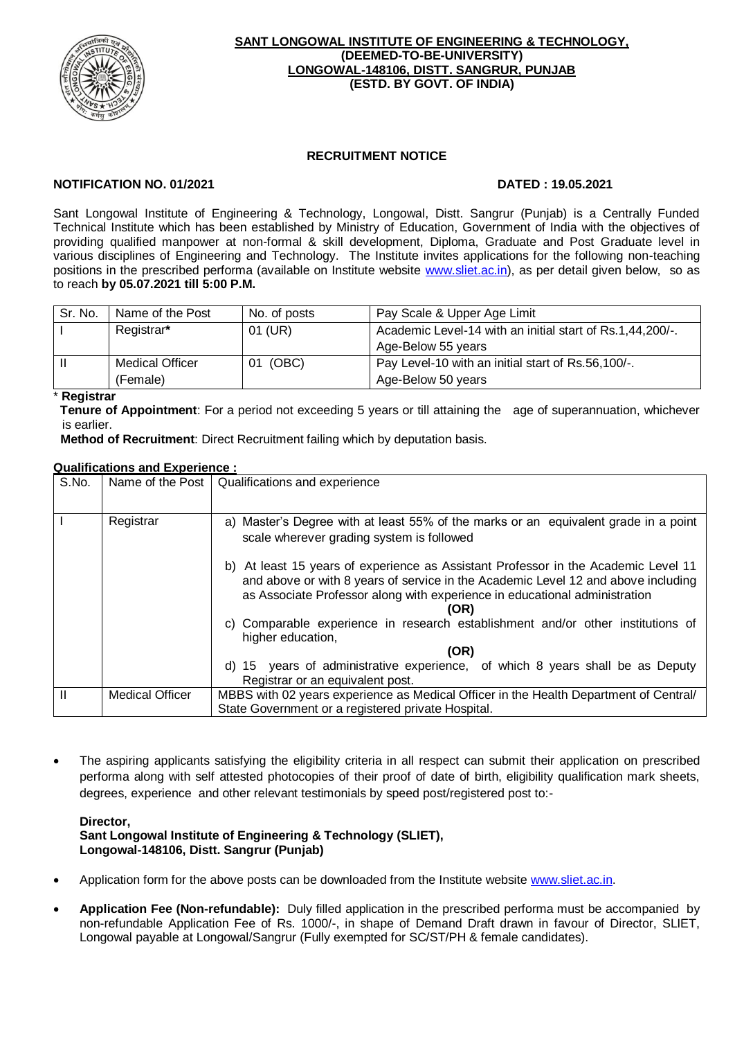**SANT LONGOWAL INSTITUTE OF ENGINEERING & TECHNOLOGY,**
**(DEEMED-TO-BE-UNIVERSITY)**
**LONGOWAL-148106, DISTT. SANGRUR, PUNJAB**
**(ESTD. BY GOVT. OF INDIA)**

## RECRUITMENT NOTICE

**NOTIFICATION NO. 01/2021** **DATED : 19.05.2021**

Sant Longowal Institute of Engineering & Technology, Longowal, Distt. Sangrur (Punjab) is a Centrally Funded Technical Institute which has been established by Ministry of Education, Government of India with the objectives of providing qualified manpower at non-formal & skill development, Diploma, Graduate and Post Graduate level in various disciplines of Engineering and Technology. The Institute invites applications for the following non-teaching positions in the prescribed performa (available on Institute website www.sliet.ac.in), as per detail given below, so as to reach **by 05.07.2021 till 5:00 P.M.**

| Sr. No. | Name of the Post | No. of posts | Pay Scale & Upper Age Limit |
|---|---|---|---|
| I | Registrar* | 01 (UR) | Academic Level-14 with an initial start of Rs.1,44,200/-. Age-Below 55 years |
| II | Medical Officer (Female) | 01 (OBC) | Pay Level-10 with an initial start of Rs.56,100/-. Age-Below 50 years |

\* **Registrar**

**Tenure of Appointment**: For a period not exceeding 5 years or till attaining the age of superannuation, whichever is earlier.

**Method of Recruitment**: Direct Recruitment failing which by deputation basis.

**Qualifications and Experience :**

| S.No. | Name of the Post | Qualifications and experience |
|---|---|---|
| I | Registrar | a) Master's Degree with at least 55% of the marks or an equivalent grade in a point scale wherever grading system is followed<br>b) At least 15 years of experience as Assistant Professor in the Academic Level 11 and above or with 8 years of service in the Academic Level 12 and above including as Associate Professor along with experience in educational administration<br>**(OR)**<br>c) Comparable experience in research establishment and/or other institutions of higher education,<br>**(OR)**<br>d) 15 years of administrative experience, of which 8 years shall be as Deputy Registrar or an equivalent post. |
| II | Medical Officer | MBBS with 02 years experience as Medical Officer in the Health Department of Central/ State Government or a registered private Hospital. |

- The aspiring applicants satisfying the eligibility criteria in all respect can submit their application on prescribed performa along with self attested photocopies of their proof of date of birth, eligibility qualification mark sheets, degrees, experience and other relevant testimonials by speed post/registered post to:-

  **Director,**
  **Sant Longowal Institute of Engineering & Technology (SLIET),**
  **Longowal-148106, Distt. Sangrur (Punjab)**

- Application form for the above posts can be downloaded from the Institute website www.sliet.ac.in.
- **Application Fee (Non-refundable):** Duly filled application in the prescribed performa must be accompanied by non-refundable Application Fee of Rs. 1000/-, in shape of Demand Draft drawn in favour of Director, SLIET, Longowal payable at Longowal/Sangrur (Fully exempted for SC/ST/PH & female candidates).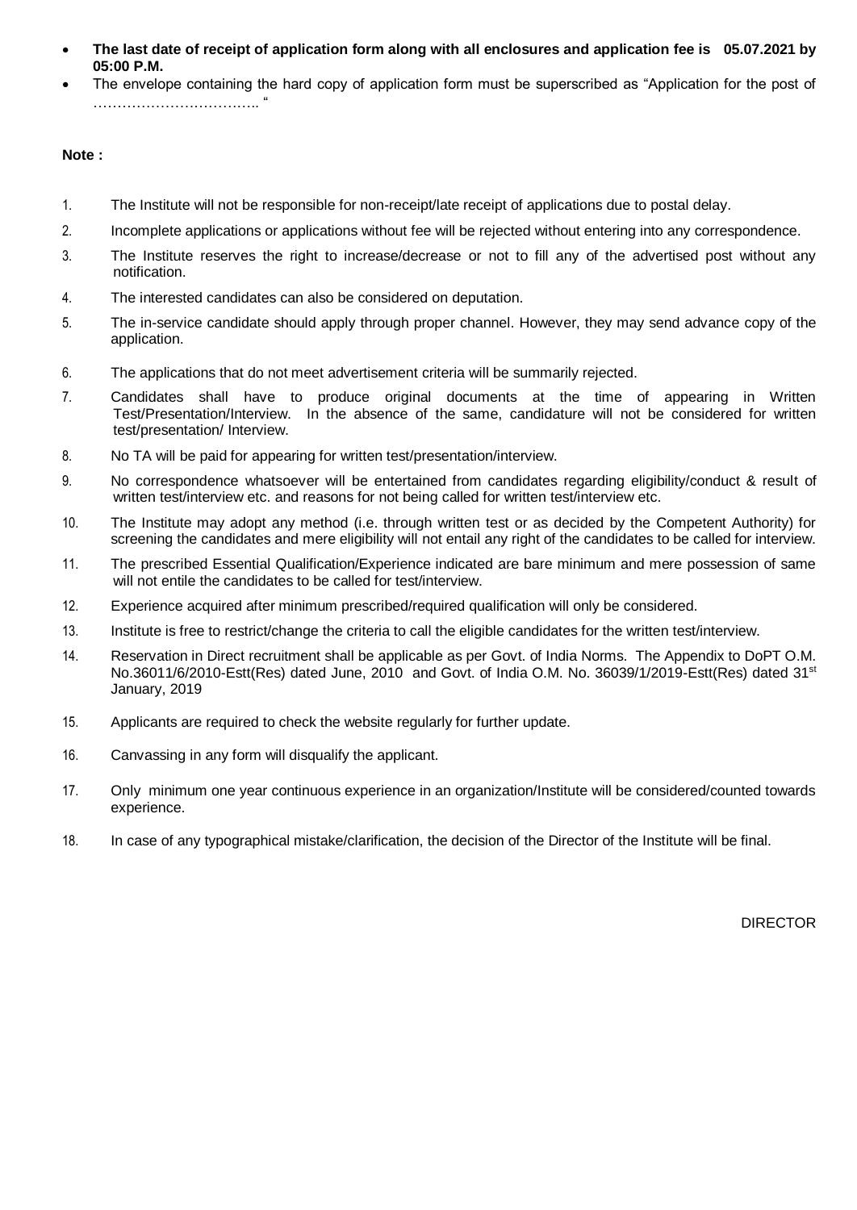- **The last date of receipt of application form along with all enclosures and application fee is 05.07.2021 by 05:00 P.M.**
- The envelope containing the hard copy of application form must be superscribed as "Application for the post of …………………………….. "

**Note :**

1. The Institute will not be responsible for non-receipt/late receipt of applications due to postal delay.
2. Incomplete applications or applications without fee will be rejected without entering into any correspondence.
3. The Institute reserves the right to increase/decrease or not to fill any of the advertised post without any notification.
4. The interested candidates can also be considered on deputation.
5. The in-service candidate should apply through proper channel. However, they may send advance copy of the application.
6. The applications that do not meet advertisement criteria will be summarily rejected.
7. Candidates shall have to produce original documents at the time of appearing in Written Test/Presentation/Interview. In the absence of the same, candidature will not be considered for written test/presentation/ Interview.
8. No TA will be paid for appearing for written test/presentation/interview.
9. No correspondence whatsoever will be entertained from candidates regarding eligibility/conduct & result of written test/interview etc. and reasons for not being called for written test/interview etc.
10. The Institute may adopt any method (i.e. through written test or as decided by the Competent Authority) for screening the candidates and mere eligibility will not entail any right of the candidates to be called for interview.
11. The prescribed Essential Qualification/Experience indicated are bare minimum and mere possession of same will not entile the candidates to be called for test/interview.
12. Experience acquired after minimum prescribed/required qualification will only be considered.
13. Institute is free to restrict/change the criteria to call the eligible candidates for the written test/interview.
14. Reservation in Direct recruitment shall be applicable as per Govt. of India Norms. The Appendix to DoPT O.M. No.36011/6/2010-Estt(Res) dated June, 2010 and Govt. of India O.M. No. 36039/1/2019-Estt(Res) dated 31st January, 2019
15. Applicants are required to check the website regularly for further update.
16. Canvassing in any form will disqualify the applicant.
17. Only minimum one year continuous experience in an organization/Institute will be considered/counted towards experience.
18. In case of any typographical mistake/clarification, the decision of the Director of the Institute will be final.

DIRECTOR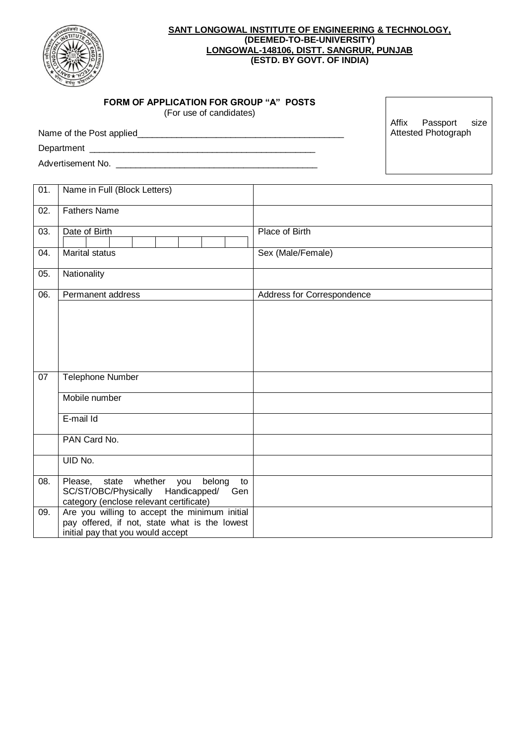**SANT LONGOWAL INSTITUTE OF ENGINEERING & TECHNOLOGY,**
**(DEEMED-TO-BE-UNIVERSITY)**
**LONGOWAL-148106, DISTT. SANGRUR, PUNJAB**
**(ESTD. BY GOVT. OF INDIA)**

## FORM OF APPLICATION FOR GROUP "A" POSTS

(For use of candidates)

Affix Passport size Attested Photograph

Name of the Post applied___________________________________________

Department ________________________________________________

Advertisement No. __________________________________________

| | | |
|---|---|---|
| 01. | Name in Full (Block Letters) | |
| 02. | Fathers Name | |
| 03. | Date of Birth | Place of Birth |
| 04. | Marital status | Sex (Male/Female) |
| 05. | Nationality | |
| 06. | Permanent address | Address for Correspondence |
| | | |
| 07 | Telephone Number | |
| | Mobile number | |
| | E-mail Id | |
| | PAN Card No. | |
| | UID No. | |
| 08. | Please, state whether you belong to SC/ST/OBC/Physically Handicapped/ Gen category (enclose relevant certificate) | |
| 09. | Are you willing to accept the minimum initial pay offered, if not, state what is the lowest initial pay that you would accept | |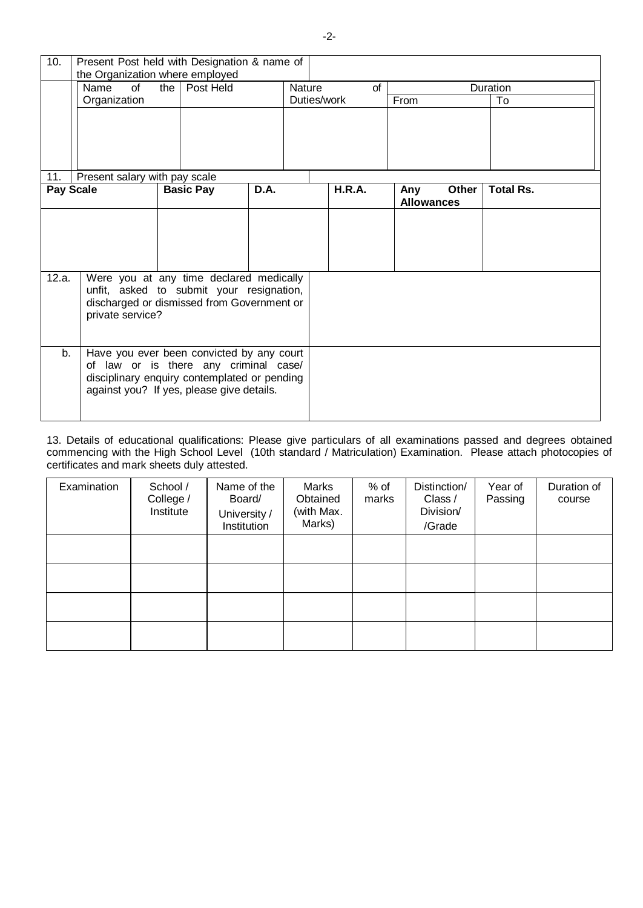| 10. | Present Post held with Designation & name of the Organization where employed | | | | |
|---|---|---|---|---|---|
| | Name of the Organization | Post Held | Nature of Duties/work | Duration | |
| | | | | From | To |
| | | | | | |

| 11. | Present salary with pay scale | | | | |
|---|---|---|---|---|---|
| **Pay Scale** | **Basic Pay** | **D.A.** | **H.R.A.** | **Any Other Allowances** | **Total Rs.** |
| | | | | | |

| | | |
|---|---|---|
| 12.a. | Were you at any time declared medically unfit, asked to submit your resignation, discharged or dismissed from Government or private service? | |
| b. | Have you ever been convicted by any court of law or is there any criminal case/ disciplinary enquiry contemplated or pending against you? If yes, please give details. | |

13. Details of educational qualifications: Please give particulars of all examinations passed and degrees obtained commencing with the High School Level (10th standard / Matriculation) Examination. Please attach photocopies of certificates and mark sheets duly attested.

| Examination | School / College / Institute | Name of the Board/ University / Institution | Marks Obtained (with Max. Marks) | % of marks | Distinction/ Class / Division/ /Grade | Year of Passing | Duration of course |
|---|---|---|---|---|---|---|---|
| | | | | | | | |
| | | | | | | | |
| | | | | | | | |
| | | | | | | | |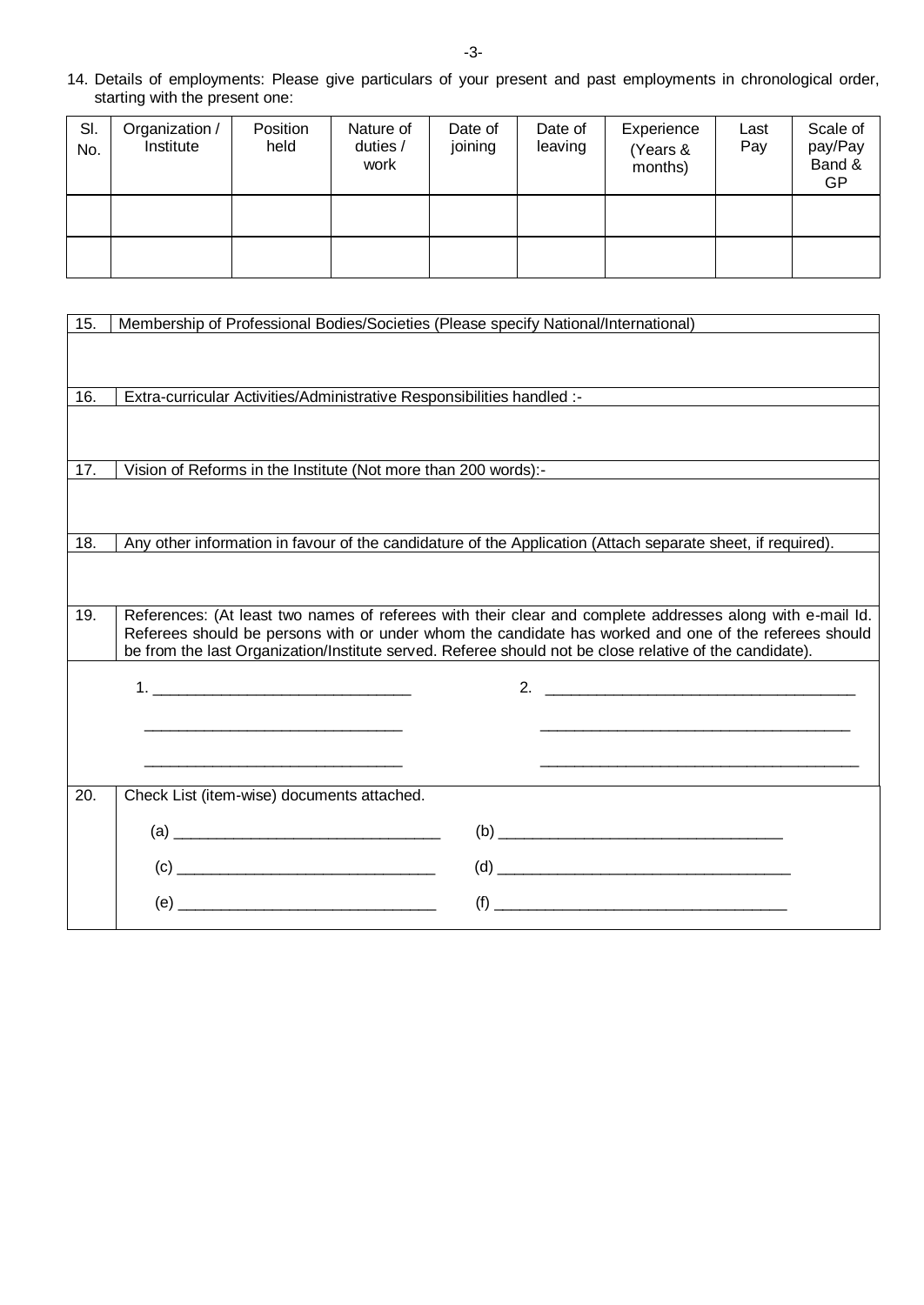14. Details of employments: Please give particulars of your present and past employments in chronological order, starting with the present one:

| Sl. No. | Organization / Institute | Position held | Nature of duties / work | Date of joining | Date of leaving | Experience (Years & months) | Last Pay | Scale of pay/Pay Band & GP |
|---|---|---|---|---|---|---|---|---|
| | | | | | | | | |
| | | | | | | | | |

| 15. | Membership of Professional Bodies/Societies (Please specify National/International) |
|---|---|
| | |
| 16. | Extra-curricular Activities/Administrative Responsibilities handled :- |
| | |
| 17. | Vision of Reforms in the Institute (Not more than 200 words):- |
| | |
| 18. | Any other information in favour of the candidature of the Application (Attach separate sheet, if required). |
| | |
| 19. | References: (At least two names of referees with their clear and complete addresses along with e-mail Id. Referees should be persons with or under whom the candidate has worked and one of the referees should be from the last Organization/Institute served. Referee should not be close relative of the candidate). |
| | 1. ______________________________ 2. ______________________________ |
| 20. | Check List (item-wise) documents attached. |
| | (a) ______________________________ (b) ______________________________ |
| | (c) ______________________________ (d) ______________________________ |
| | (e) ______________________________ (f) ______________________________ |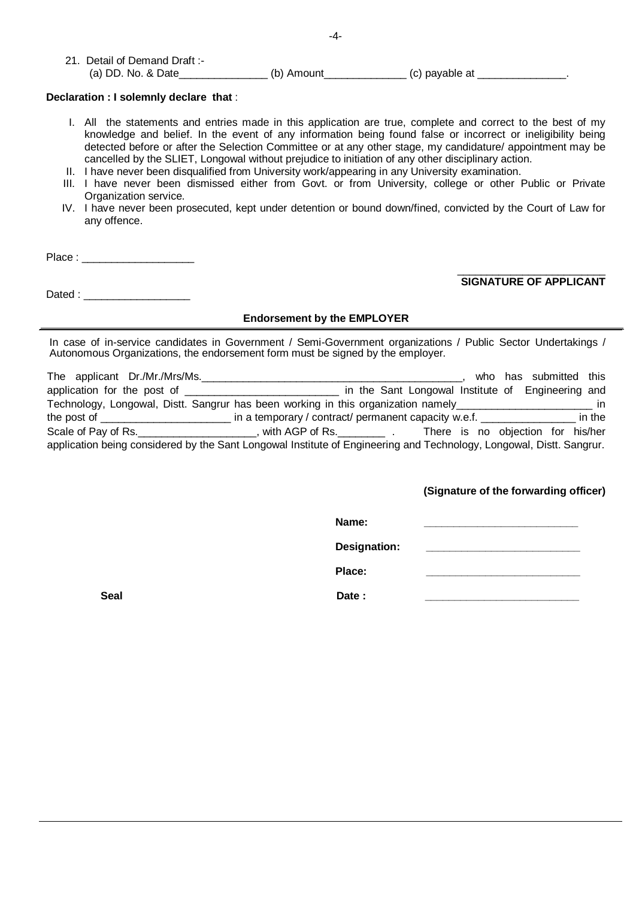21. Detail of Demand Draft :-
    (a) DD. No. & Date_______________ (b) Amount______________ (c) payable at _______________.

**Declaration : I solemnly declare that** :

I. All the statements and entries made in this application are true, complete and correct to the best of my knowledge and belief. In the event of any information being found false or incorrect or ineligibility being detected before or after the Selection Committee or at any other stage, my candidature/ appointment may be cancelled by the SLIET, Longowal without prejudice to initiation of any other disciplinary action.
II. I have never been disqualified from University work/appearing in any University examination.
III. I have never been dismissed either from Govt. or from University, college or other Public or Private Organization service.
IV. I have never been prosecuted, kept under detention or bound down/fined, convicted by the Court of Law for any offence.

Place : ___________________

Dated : __________________

_________________________
**SIGNATURE OF APPLICANT**

**Endorsement by the EMPLOYER**

In case of in-service candidates in Government / Semi-Government organizations / Public Sector Undertakings / Autonomous Organizations, the endorsement form must be signed by the employer.

The applicant Dr./Mr./Mrs/Ms.______________________________________________, who has submitted this application for the post of __________________________ in the Sant Longowal Institute of Engineering and Technology, Longowal, Distt. Sangrur has been working in this organization namely_______________________ in the post of ______________________ in a temporary / contract/ permanent capacity w.e.f. ________________ in the Scale of Pay of Rs.____________________, with AGP of Rs.________ . There is no objection for his/her application being considered by the Sant Longowal Institute of Engineering and Technology, Longowal, Distt. Sangrur.

**(Signature of the forwarding officer)**

**Name:** __________________________

**Designation:** __________________________

**Place:** __________________________

**Seal** **Date :** __________________________